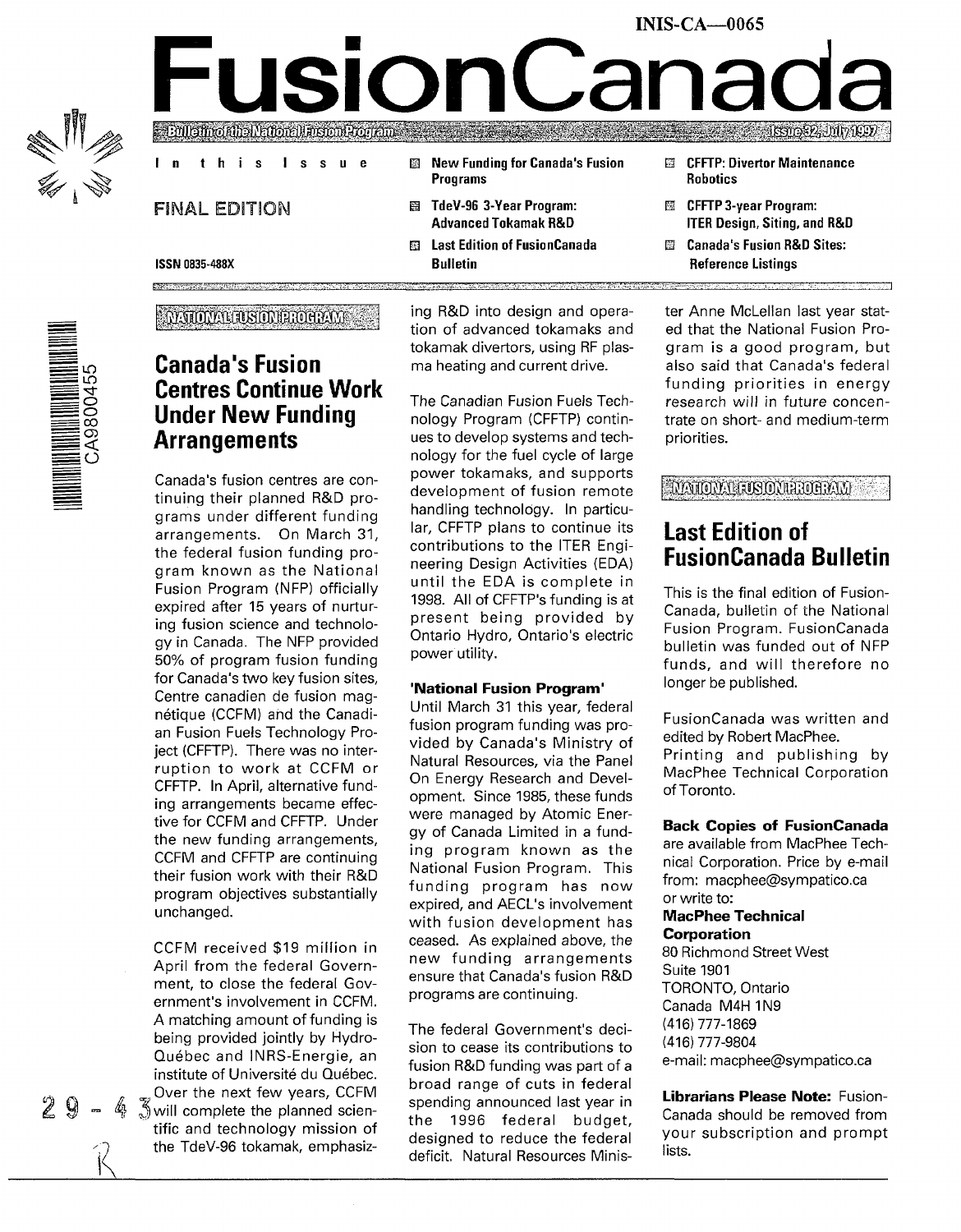INIS-CA—0065

# FusionCanada

Bulletin of the National Fusion Program — Issue 32, July 1997

**In this Issue**

FINAL EDITION

ISSN 0835-488X

- New Funding for Canada's Fusion Programs
- TdeV-96 3-Year Program: Advanced Tokamak R&D
- Last Edition of FusionCanada Bulletin
- CFFTP: Divertor Maintenance Robotics
- CFFTP 3-year Program: ITER Design, Siting, and R&D
- Canada's Fusion R&D Sites: Reference Listings

NATIONAL FUSION PROGRAM

## Canada's Fusion Centres Continue Work Under New Funding Arrangements

Canada's fusion centres are continuing their planned R&D programs under different funding arrangements. On March 31, the federal fusion funding program known as the National Fusion Program (NFP) officially expired after 15 years of nurturing fusion science and technology in Canada. The NFP provided 50% of program fusion funding for Canada's two key fusion sites, Centre canadien de fusion magnétique (CCFM) and the Canadian Fusion Fuels Technology Project (CFFTP). There was no interruption to work at CCFM or CFFTP. In April, alternative funding arrangements became effective for CCFM and CFFTP. Under the new funding arrangements, CCFM and CFFTP are continuing their fusion work with their R&D program objectives substantially unchanged.

CCFM received $19 million in April from the federal Government, to close the federal Government's involvement in CCFM. A matching amount of funding is being provided jointly by Hydro-Québec and INRS-Energie, an institute of Université du Québec. Over the next few years, CCFM will complete the planned scientific and technology mission of the TdeV-96 tokamak, emphasizing R&D into design and operation of advanced tokamaks and tokamak divertors, using RF plasma heating and current drive.

The Canadian Fusion Fuels Technology Program (CFFTP) continues to develop systems and technology for the fuel cycle of large power tokamaks, and supports development of fusion remote handling technology. In particular, CFFTP plans to continue its contributions to the ITER Engineering Design Activities (EDA) until the EDA is complete in 1998. All of CFFTP's funding is at present being provided by Ontario Hydro, Ontario's electric power utility.

**'National Fusion Program'**

Until March 31 this year, federal fusion program funding was provided by Canada's Ministry of Natural Resources, via the Panel On Energy Research and Development. Since 1985, these funds were managed by Atomic Energy of Canada Limited in a funding program known as the National Fusion Program. This funding program has now expired, and AECL's involvement with fusion development has ceased. As explained above, the new funding arrangements ensure that Canada's fusion R&D programs are continuing.

The federal Government's decision to cease its contributions to fusion R&D funding was part of a broad range of cuts in federal spending announced last year in the 1996 federal budget, designed to reduce the federal deficit. Natural Resources Minister Anne McLellan last year stated that the National Fusion Program is a good program, but also said that Canada's federal funding priorities in energy research will in future concentrate on short- and medium-term priorities.

NATIONAL FUSION PROGRAM

## Last Edition of FusionCanada Bulletin

This is the final edition of FusionCanada, bulletin of the National Fusion Program. FusionCanada bulletin was funded out of NFP funds, and will therefore no longer be published.

FusionCanada was written and edited by Robert MacPhee. Printing and publishing by MacPhee Technical Corporation of Toronto.

**Back Copies of FusionCanada** are available from MacPhee Technical Corporation. Price by e-mail from: macphee@sympatico.ca or write to:

**MacPhee Technical Corporation**
80 Richmond Street West
Suite 1901
TORONTO, Ontario
Canada M4H 1N9
(416) 777-1869
(416) 777-9804
e-mail: macphee@sympatico.ca

**Librarians Please Note:** FusionCanada should be removed from your subscription and prompt lists.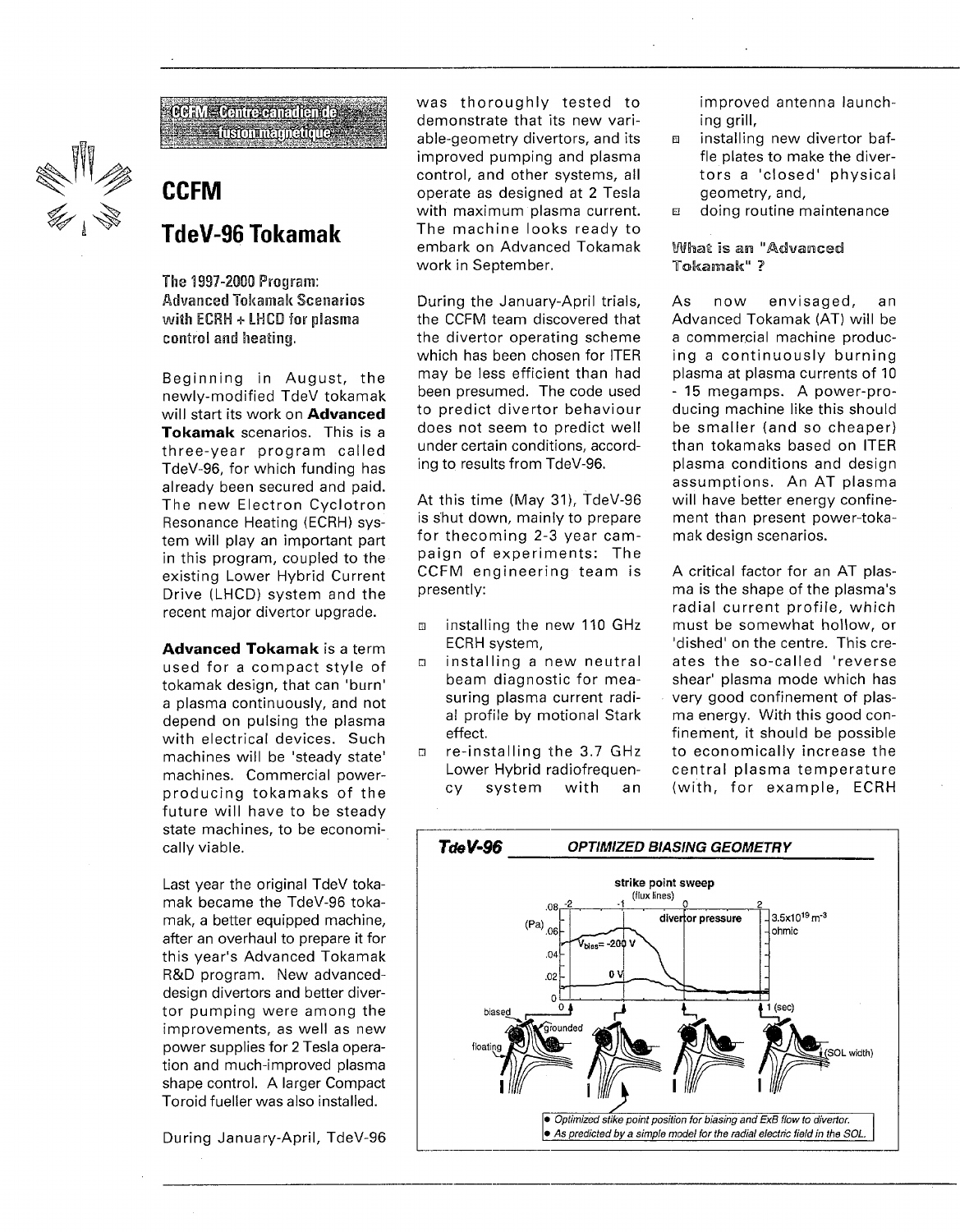CCFM - Centre canadien de fusion magnétique

# CCFM

# TdeV-96 Tokamak

**The 1997-2000 Program: Advanced Tokamak Scenarios with ECRH + LHCD for plasma control and heating.**

Beginning in August, the newly-modified TdeV tokamak will start its work on **Advanced Tokamak** scenarios. This is a three-year program called TdeV-96, for which funding has already been secured and paid. The new Electron Cyclotron Resonance Heating (ECRH) system will play an important part in this program, coupled to the existing Lower Hybrid Current Drive (LHCD) system and the recent major divertor upgrade.

**Advanced Tokamak** is a term used for a compact style of tokamak design, that can 'burn' a plasma continuously, and not depend on pulsing the plasma with electrical devices. Such machines will be 'steady state' machines. Commercial power-producing tokamaks of the future will have to be steady state machines, to be economically viable.

Last year the original TdeV tokamak became the TdeV-96 tokamak, a better equipped machine, after an overhaul to prepare it for this year's Advanced Tokamak R&D program. New advanced-design divertors and better divertor pumping were among the improvements, as well as new power supplies for 2 Tesla operation and much-improved plasma shape control. A larger Compact Toroid fueller was also installed.

During January-April, TdeV-96 was thoroughly tested to demonstrate that its new variable-geometry divertors, and its improved pumping and plasma control, and other systems, all operate as designed at 2 Tesla with maximum plasma current. The machine looks ready to embark on Advanced Tokamak work in September.

During the January-April trials, the CCFM team discovered that the divertor operating scheme which has been chosen for ITER may be less efficient than had been presumed. The code used to predict divertor behaviour does not seem to predict well under certain conditions, according to results from TdeV-96.

At this time (May 31), TdeV-96 is shut down, mainly to prepare for thecoming 2-3 year campaign of experiments: The CCFM engineering team is presently:

- installing the new 110 GHz ECRH system,
- installing a new neutral beam diagnostic for measuring plasma current radial profile by motional Stark effect.
- re-installing the 3.7 GHz Lower Hybrid radiofrequency system with an improved antenna launching grill,
- installing new divertor baffle plates to make the divertors a 'closed' physical geometry, and,
- doing routine maintenance

## What is an "Advanced Tokamak" ?

As now envisaged, an Advanced Tokamak (AT) will be a commercial machine producing a continuously burning plasma at plasma currents of 10 - 15 megamps. A power-producing machine like this should be smaller (and so cheaper) than tokamaks based on ITER plasma conditions and design assumptions. An AT plasma will have better energy confinement than present power-tokamak design scenarios.

A critical factor for an AT plasma is the shape of the plasma's radial current profile, which must be somewhat hollow, or 'dished' on the centre. This creates the so-called 'reverse shear' plasma mode which has very good confinement of plasma energy. With this good confinement, it should be possible to economically increase the central plasma temperature (with, for example, ECRH

**TdeV-96 — OPTIMIZED BIASING GEOMETRY**

strike point sweep (flux lines): -2, -1, 0, 2

divertor pressure (Pa); $3.5\times10^{19}\ m^{-3}$ ohmic; $V_{bias}$= -200 V; 0 V; 0 – 1 (sec)

biased, grounded, floating, (SOL width)

- *Optimized strike point position for biasing and ExB flow to divertor.*
- *As predicted by a simple model for the radial electric field in the SOL.*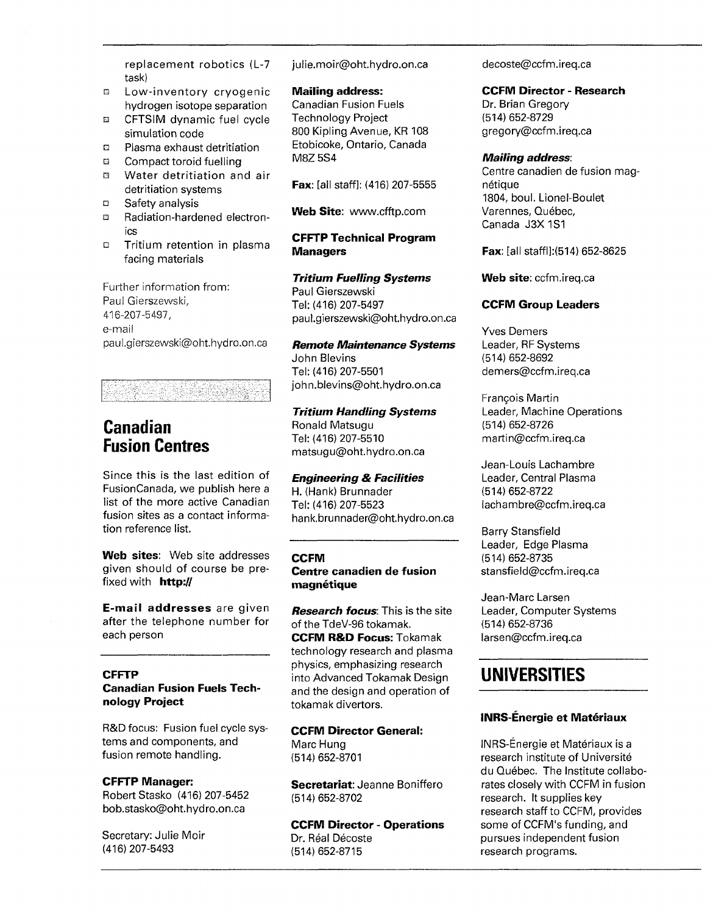- replacement robotics (L-7 task)
- Low-inventory cryogenic hydrogen isotope separation
- CFTSIM dynamic fuel cycle simulation code
- Plasma exhaust detritiation
- Compact toroid fuelling
- Water detritiation and air detritiation systems
- Safety analysis
- Radiation-hardened electronics
- Tritium retention in plasma facing materials

Further information from:
Paul Gierszewski,
416-207-5497,
e-mail
paul.gierszewski@oht.hydro.on.ca

# Canadian Fusion Centres

Since this is the last edition of FusionCanada, we publish here a list of the more active Canadian fusion sites as a contact information reference list.

**Web sites**: Web site addresses given should of course be prefixed with **http://**

**E-mail addresses** are given after the telephone number for each person

## CFFTP
## Canadian Fusion Fuels Technology Project

R&D focus: Fusion fuel cycle systems and components, and fusion remote handling.

**CFFTP Manager:**
Robert Stasko (416) 207-5452
bob.stasko@oht.hydro.on.ca

Secretary: Julie Moir
(416) 207-5493
julie.moir@oht.hydro.on.ca

**Mailing address:**
Canadian Fusion Fuels Technology Project
800 Kipling Avenue, KR 108
Etobicoke, Ontario, Canada
M8Z 5S4

**Fax**: [all staff]: (416) 207-5555

**Web Site**: www.cfftp.com

**CFFTP Technical Program Managers**

***Tritium Fuelling Systems***
Paul Gierszewski
Tel: (416) 207-5497
paul.gierszewski@oht.hydro.on.ca

***Remote Maintenance Systems***
John Blevins
Tel: (416) 207-5501
john.blevins@oht.hydro.on.ca

***Tritium Handling Systems***
Ronald Matsugu
Tel: (416) 207-5510
matsugu@oht.hydro.on.ca

***Engineering & Facilities***
H. (Hank) Brunnader
Tel: (416) 207-5523
hank.brunnader@oht.hydro.on.ca

## CCFM
## Centre canadien de fusion magnétique

***Research focus***: This is the site of the TdeV-96 tokamak.
**CCFM R&D Focus:** Tokamak technology research and plasma physics, emphasizing research into Advanced Tokamak Design and the design and operation of tokamak divertors.

**CCFM Director General:**
Marc Hung
(514) 652-8701

**Secretariat**: Jeanne Boniffero
(514) 652-8702

**CCFM Director - Operations**
Dr. Réal Décoste
(514) 652-8715
decoste@ccfm.ireq.ca

**CCFM Director - Research**
Dr. Brian Gregory
(514) 652-8729
gregory@ccfm.ireq.ca

***Mailing address***:
Centre canadien de fusion magnétique
1804, boul. Lionel-Boulet
Varennes, Québec,
Canada J3X 1S1

**Fax**: [all staff]:(514) 652-8625

**Web site**: ccfm.ireq.ca

**CCFM Group Leaders**

Yves Demers
Leader, RF Systems
(514) 652-8692
demers@ccfm.ireq.ca

François Martin
Leader, Machine Operations
(514) 652-8726
martin@ccfm.ireq.ca

Jean-Louis Lachambre
Leader, Central Plasma
(514) 652-8722
lachambre@ccfm.ireq.ca

Barry Stansfield
Leader, Edge Plasma
(514) 652-8735
stansfield@ccfm.ireq.ca

Jean-Marc Larsen
Leader, Computer Systems
(514) 652-8736
larsen@ccfm.ireq.ca

# UNIVERSITIES

### INRS-Énergie et Matériaux

INRS-Énergie et Matériaux is a research institute of Université du Québec. The Institute collaborates closely with CCFM in fusion research. It supplies key research staff to CCFM, provides some of CCFM's funding, and pursues independent fusion research programs.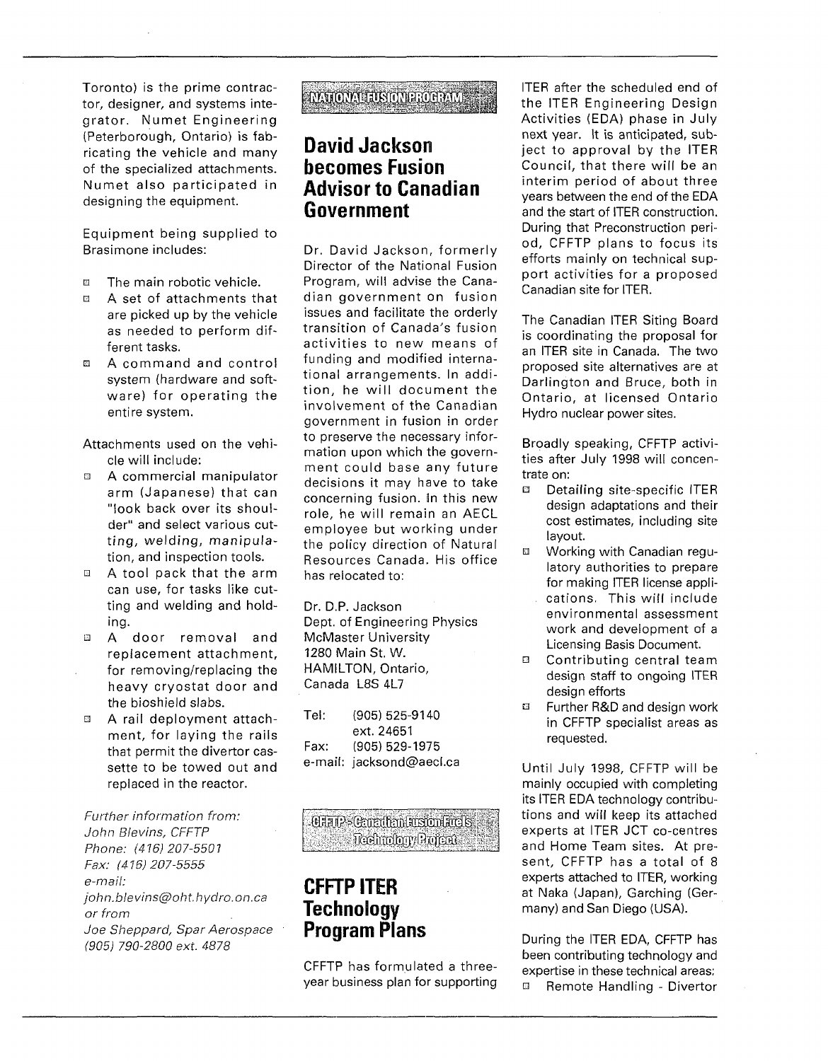Toronto) is the prime contractor, designer, and systems integrator. Numet Engineering (Peterborough, Ontario) is fabricating the vehicle and many of the specialized attachments. Numet also participated in designing the equipment.

Equipment being supplied to Brasimone includes:

- The main robotic vehicle.
- A set of attachments that are picked up by the vehicle as needed to perform different tasks.
- A command and control system (hardware and software) for operating the entire system.

Attachments used on the vehicle will include:

- A commercial manipulator arm (Japanese) that can "look back over its shoulder" and select various cutting, welding, manipulation, and inspection tools.
- A tool pack that the arm can use, for tasks like cutting and welding and holding.
- A door removal and replacement attachment, for removing/replacing the heavy cryostat door and the bioshield slabs.
- A rail deployment attachment, for laying the rails that permit the divertor cassette to be towed out and replaced in the reactor.

*Further information from:*
*John Blevins, CFFTP*
*Phone: (416) 207-5501*
*Fax: (416) 207-5555*
*e-mail: john.blevins@oht.hydro.on.ca*
*or from*
*Joe Sheppard, Spar Aerospace*
*(905) 790-2800 ext. 4878*

NATIONAL FUSION PROGRAM

## David Jackson becomes Fusion Advisor to Canadian Government

Dr. David Jackson, formerly Director of the National Fusion Program, will advise the Canadian government on fusion issues and facilitate the orderly transition of Canada's fusion activities to new means of funding and modified international arrangements. In addition, he will document the involvement of the Canadian government in fusion in order to preserve the necessary information upon which the government could base any future decisions it may have to take concerning fusion. In this new role, he will remain an AECL employee but working under the policy direction of Natural Resources Canada. His office has relocated to:

Dr. D.P. Jackson
Dept. of Engineering Physics
McMaster University
1280 Main St. W.
HAMILTON, Ontario,
Canada L8S 4L7

Tel: (905) 525-9140 ext. 24651
Fax: (905) 529-1975
e-mail: jacksond@aecl.ca

CFFTP - Canadian Fusion Fuels Technology Project

## CFFTP ITER Technology Program Plans

CFFTP has formulated a three-year business plan for supporting ITER after the scheduled end of the ITER Engineering Design Activities (EDA) phase in July next year. It is anticipated, subject to approval by the ITER Council, that there will be an interim period of about three years between the end of the EDA and the start of ITER construction. During that Preconstruction period, CFFTP plans to focus its efforts mainly on technical support activities for a proposed Canadian site for ITER.

The Canadian ITER Siting Board is coordinating the proposal for an ITER site in Canada. The two proposed site alternatives are at Darlington and Bruce, both in Ontario, at licensed Ontario Hydro nuclear power sites.

Broadly speaking, CFFTP activities after July 1998 will concentrate on:

- Detailing site-specific ITER design adaptations and their cost estimates, including site layout.
- Working with Canadian regulatory authorities to prepare for making ITER license applications. This will include environmental assessment work and development of a Licensing Basis Document.
- Contributing central team design staff to ongoing ITER design efforts
- Further R&D and design work in CFFTP specialist areas as requested.

Until July 1998, CFFTP will be mainly occupied with completing its ITER EDA technology contributions and will keep its attached experts at ITER JCT co-centres and Home Team sites. At present, CFFTP has a total of 8 experts attached to ITER, working at Naka (Japan), Garching (Germany) and San Diego (USA).

During the ITER EDA, CFFTP has been contributing technology and expertise in these technical areas:

- Remote Handling - Divertor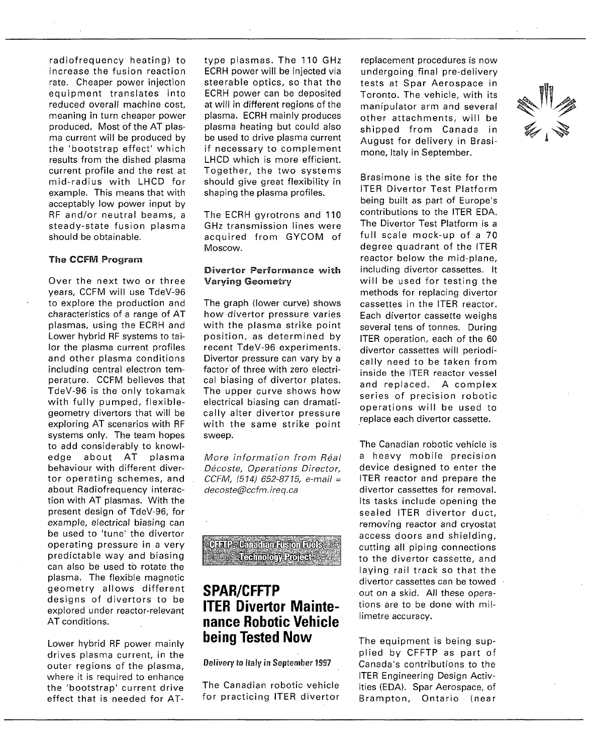radiofrequency heating) to increase the fusion reaction rate. Cheaper power injection equipment translates into reduced overall machine cost, meaning in turn cheaper power produced. Most of the AT plasma current will be produced by the 'bootstrap effect' which results from the dished plasma current profile and the rest at mid-radius with LHCD for example. This means that with acceptably low power input by RF and/or neutral beams, a steady-state fusion plasma should be obtainable.

**The CCFM Program**

Over the next two or three years, CCFM will use TdeV-96 to explore the production and characteristics of a range of AT plasmas, using the ECRH and Lower hybrid RF systems to tailor the plasma current profiles and other plasma conditions including central electron temperature. CCFM believes that TdeV-96 is the only tokamak with fully pumped, flexible-geometry divertors that will be exploring AT scenarios with RF systems only. The team hopes to add considerably to knowledge about AT plasma behaviour with different divertor operating schemes, and about Radiofrequency interaction with AT plasmas. With the present design of TdeV-96, for example, electrical biasing can be used to 'tune' the divertor operating pressure in a very predictable way and biasing can also be used to rotate the plasma. The flexible magnetic geometry allows different designs of divertors to be explored under reactor-relevant AT conditions.

Lower hybrid RF power mainly drives plasma current, in the outer regions of the plasma, where it is required to enhance the 'bootstrap' current drive effect that is needed for AT-type plasmas. The 110 GHz ECRH power will be injected via steerable optics, so that the ECRH power can be deposited at will in different regions of the plasma. ECRH mainly produces plasma heating but could also be used to drive plasma current if necessary to complement LHCD which is more efficient. Together, the two systems should give great flexibility in shaping the plasma profiles.

The ECRH gyrotrons and 110 GHz transmission lines were acquired from GYCOM of Moscow.

**Divertor Performance with Varying Geometry**

The graph (lower curve) shows how divertor pressure varies with the plasma strike point position, as determined by recent TdeV-96 experiments. Divertor pressure can vary by a factor of three with zero electrical biasing of divertor plates. The upper curve shows how electrical biasing can dramatically alter divertor pressure with the same strike point sweep.

*More information from Réal Décoste, Operations Director, CCFM, (514) 652-8715, e-mail = decoste@ccfm.ireq.ca*

**CFFTP - Canadian Fusion Fuels Technology Project**

## SPAR/CFFTP ITER Divertor Maintenance Robotic Vehicle being Tested Now

**Delivery to Italy in September 1997**

The Canadian robotic vehicle for practicing ITER divertor replacement procedures is now undergoing final pre-delivery tests at Spar Aerospace in Toronto. The vehicle, with its manipulator arm and several other attachments, will be shipped from Canada in August for delivery in Brasimone, Italy in September.

Brasimone is the site for the ITER Divertor Test Platform being built as part of Europe's contributions to the ITER EDA. The Divertor Test Platform is a full scale mock-up of a 70 degree quadrant of the ITER reactor below the mid-plane, including divertor cassettes. It will be used for testing the methods for replacing divertor cassettes in the ITER reactor. Each divertor cassette weighs several tens of tonnes. During ITER operation, each of the 60 divertor cassettes will periodically need to be taken from inside the ITER reactor vessel and replaced. A complex series of precision robotic operations will be used to replace each divertor cassette.

The Canadian robotic vehicle is a heavy mobile precision device designed to enter the ITER reactor and prepare the divertor cassettes for removal. Its tasks include opening the sealed ITER divertor duct, removing reactor and cryostat access doors and shielding, cutting all piping connections to the divertor cassette, and laying rail track so that the divertor cassettes can be towed out on a skid. All these operations are to be done with millimetre accuracy.

The equipment is being supplied by CFFTP as part of Canada's contributions to the ITER Engineering Design Activities (EDA). Spar Aerospace, of Brampton, Ontario (near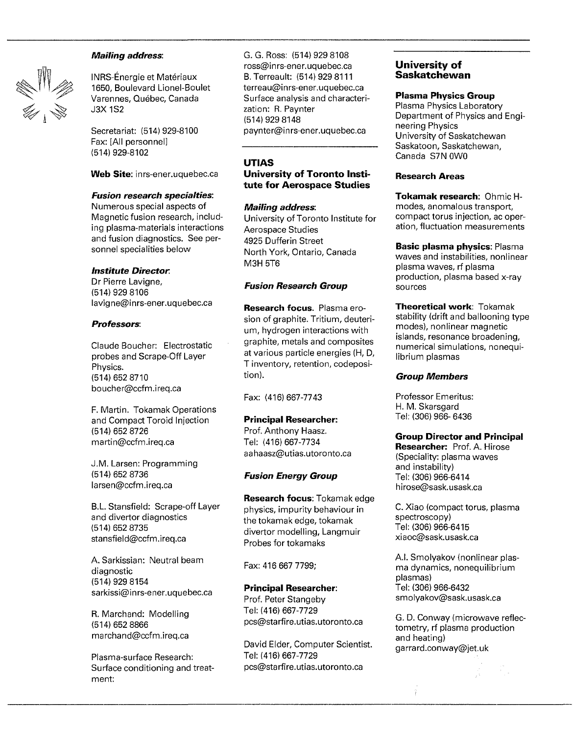***Mailing address*:**

INRS-Énergie et Matériaux
1650, Boulevard Lionel-Boulet
Varennes, Québec, Canada
J3X 1S2

Secretariat: (514) 929-8100
Fax: [All personnel]
(514) 929-8102

**Web Site**: inrs-ener.uquebec.ca

***Fusion research specialties*:**
Numerous special aspects of Magnetic fusion research, including plasma-materials interactions and fusion diagnostics. See personnel specialities below

***Institute Director*:**
Dr Pierre Lavigne,
(514) 929 8106
lavigne@inrs-ener.uquebec.ca

***Professors*:**

Claude Boucher: Electrostatic probes and Scrape-Off Layer Physics.
(514) 652 8710
boucher@ccfm.ireq.ca

F. Martin. Tokamak Operations and Compact Toroid Injection
(514) 652 8726
martin@ccfm.ireq.ca

J.M. Larsen: Programming
(514) 652 8736
larsen@ccfm.ireq.ca

B.L. Stansfield: Scrape-off Layer and divertor diagnostics
(514) 652 8735
stansfield@ccfm.ireq.ca

A. Sarkissian: Neutral beam diagnostic
(514) 929 8154
sarkissi@inrs-ener.uquebec.ca

R. Marchand: Modelling
(514) 652 8866
marchand@ccfm.ireq.ca

Plasma-surface Research:
Surface conditioning and treatment:

G. G. Ross: (514) 929 8108
ross@inrs-ener.uquebec.ca
B. Terreault: (514) 929 8111
terreau@inrs-ener.uquebec.ca
Surface analysis and characterization: R. Paynter
(514) 929 8148
paynter@inrs-ener.uquebec.ca

## UTIAS
## University of Toronto Institute for Aerospace Studies

***Mailing address*:**
University of Toronto Institute for Aerospace Studies
4925 Dufferin Street
North York, Ontario, Canada
M3H 5T6

### *Fusion Research Group*

**Research focus.** Plasma erosion of graphite. Tritium, deuterium, hydrogen interactions with graphite, metals and composites at various particle energies (H, D, T inventory, retention, codeposition).

Fax: (416) 667-7743

**Principal Researcher:**
Prof. Anthony Haasz.
Tel: (416) 667-7734
aahaasz@utias.utoronto.ca

### *Fusion Energy Group*

**Research focus**: Tokamak edge physics, impurity behaviour in the tokamak edge, tokamak divertor modelling, Langmuir Probes for tokamaks

Fax: 416 667 7799;

**Principal Researcher**:
Prof. Peter Stangeby
Tel: (416) 667-7729
pcs@starfire.utias.utoronto.ca

David Elder, Computer Scientist.
Tel: (416) 667-7729
pcs@starfire.utias.utoronto.ca

## University of Saskatchewan

### Plasma Physics Group
Plasma Physics Laboratory
Department of Physics and Engineering Physics
University of Saskatchewan
Saskatoon, Saskatchewan,
Canada S7N 0W0

### Research Areas

**Tokamak research:** Ohmic H-modes, anomalous transport, compact torus injection, ac operation, fluctuation measurements

**Basic plasma physics**: Plasma waves and instabilities, nonlinear plasma waves, rf plasma production, plasma based x-ray sources

**Theoretical work**: Tokamak stability (drift and ballooning type modes), nonlinear magnetic islands, resonance broadening, numerical simulations, nonequilibrium plasmas

### *Group Members*

Professor Emeritus:
H. M. Skarsgard
Tel: (306) 966- 6436

**Group Director and Principal Researcher:** Prof. A. Hirose
(Speciality: plasma waves and instability)
Tel: (306) 966-6414
hirose@sask.usask.ca

C. Xiao (compact torus, plasma spectroscopy)
Tel: (306) 966-6415
xiaoc@sask.usask.ca

A.I. Smolyakov (nonlinear plasma dynamics, nonequilibrium plasmas)
Tel: (306) 966-6432
smolyakov@sask.usask.ca

G. D. Conway (microwave reflectometry, rf plasma production and heating)
garrard.conway@jet.uk